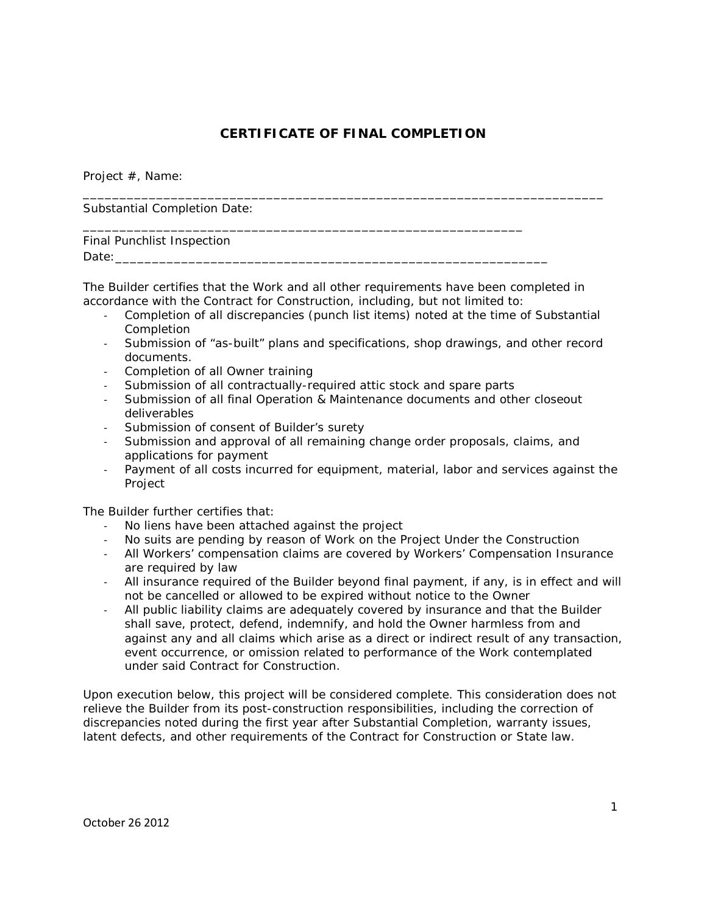# CERTIFICATE OF FINAL COMPLETION

Project #, Name: ___________________________________________________________________________

Substantial Completion Date: ____________________________________________________________

Final Punchlist Inspection Date:_____________________________________________________________

The Builder certifies that the Work and all other requirements have been completed in accordance with the Contract for Construction, including, but not limited to:

- Completion of all discrepancies (punch list items) noted at the time of Substantial Completion
- Submission of "as-built" plans and specifications, shop drawings, and other record documents.
- Completion of all Owner training
- Submission of all contractually-required attic stock and spare parts
- Submission of all final Operation & Maintenance documents and other closeout deliverables
- Submission of consent of Builder's surety
- Submission and approval of all remaining change order proposals, claims, and applications for payment
- Payment of all costs incurred for equipment, material, labor and services against the Project

The Builder further certifies that:

- No liens have been attached against the project
- No suits are pending by reason of Work on the Project Under the Construction
- All Workers' compensation claims are covered by Workers' Compensation Insurance are required by law
- All insurance required of the Builder beyond final payment, if any, is in effect and will not be cancelled or allowed to be expired without notice to the Owner
- All public liability claims are adequately covered by insurance and that the Builder shall save, protect, defend, indemnify, and hold the Owner harmless from and against any and all claims which arise as a direct or indirect result of any transaction, event occurrence, or omission related to performance of the Work contemplated under said Contract for Construction.

Upon execution below, this project will be considered complete. This consideration does not relieve the Builder from its post-construction responsibilities, including the correction of discrepancies noted during the first year after Substantial Completion, warranty issues, latent defects, and other requirements of the Contract for Construction or State law.

October 26 2012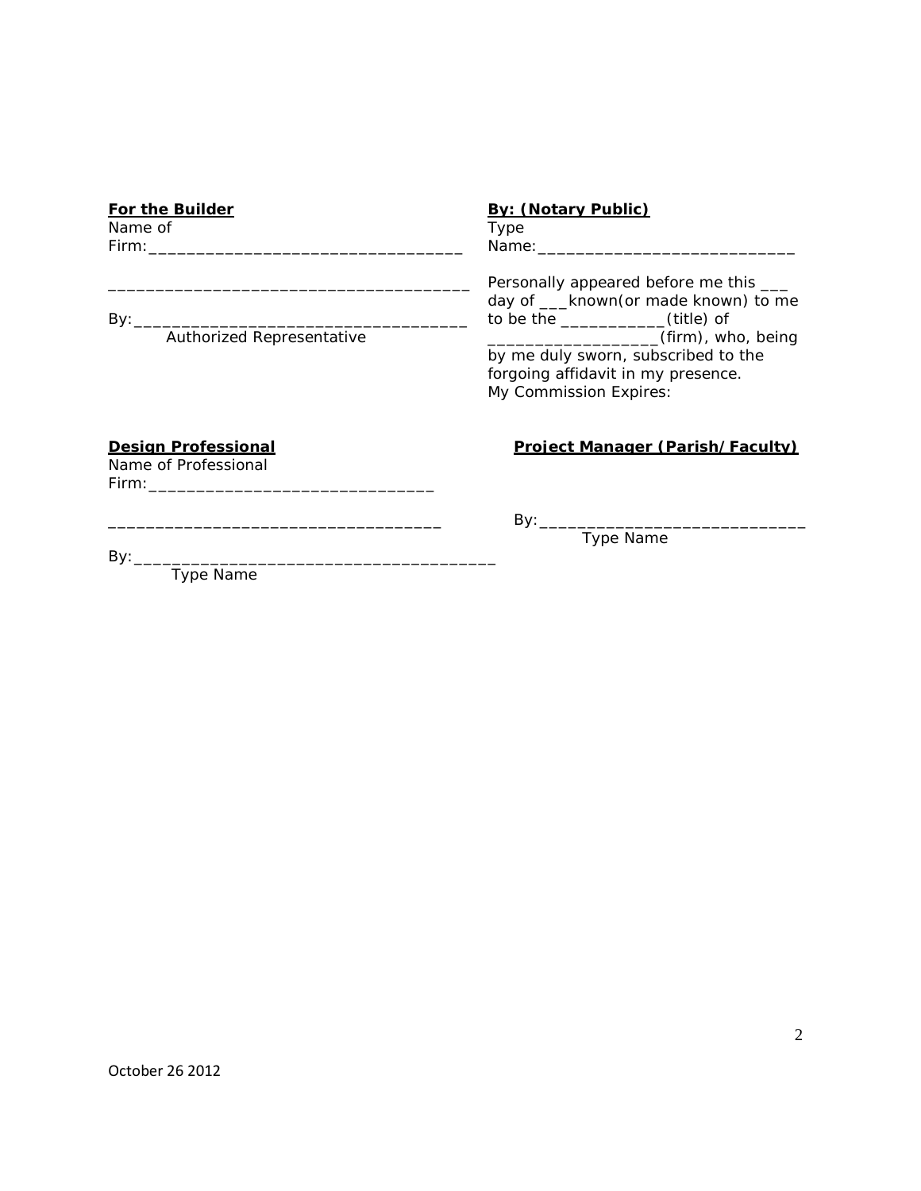**For the Builder**
Name of Firm:________________________________

____________________________________

By:__________________________________
Authorized Representative

**By: (Notary Public)**
Type Name:___________________________

Personally appeared before me this ___ day of ___known(or made known) to me to be the ___________(title) of _________________(firm), who, being by me duly sworn, subscribed to the forgoing affidavit in my presence.
My Commission Expires:

**Design Professional**
Name of Professional Firm:_____________________________

_________________________________

By:____________________________________
Type Name

**Project Manager (Parish/Faculty)**

By:____________________________
Type Name

October 26 2012